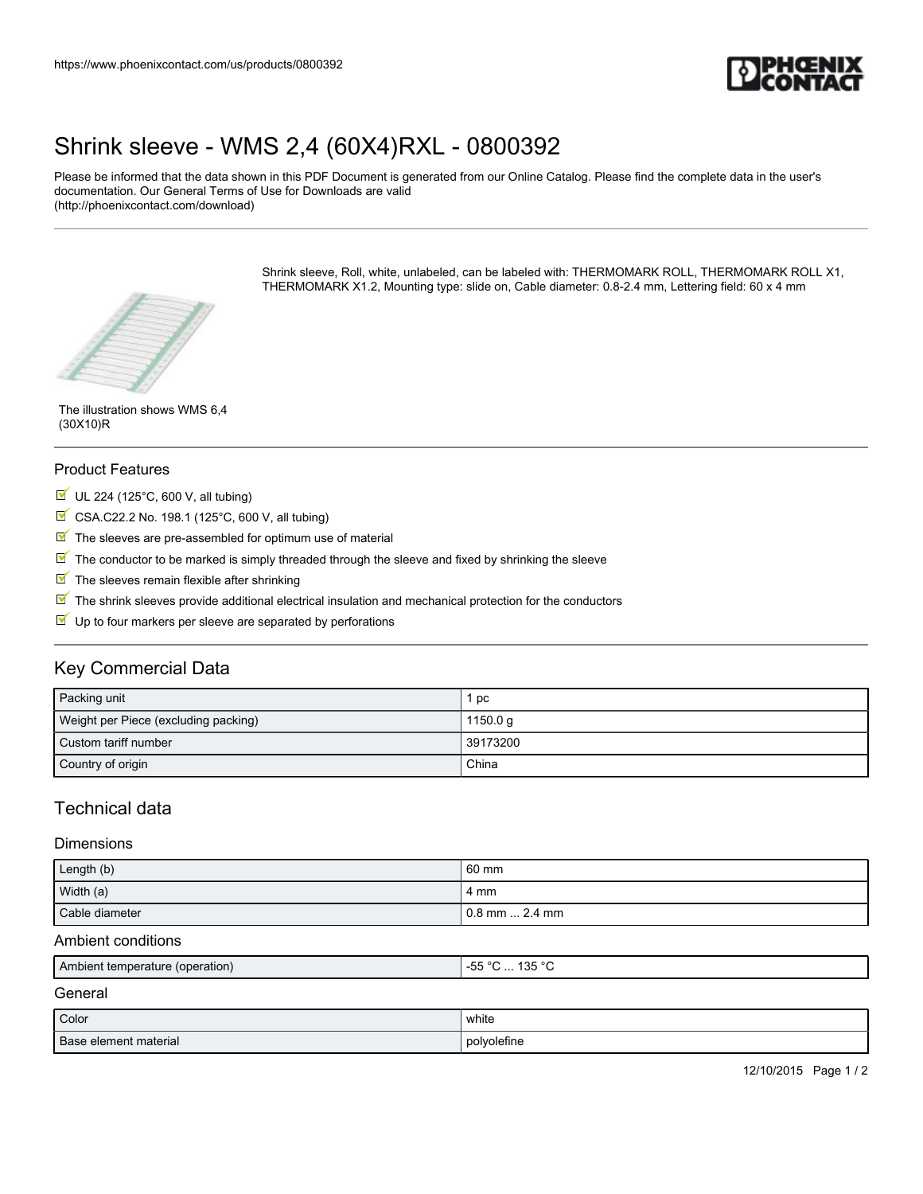https://www.phoenixcontact.com/us/products/0800392

# Shrink sleeve - WMS 2,4 (60X4)RXL - 0800392

Please be informed that the data shown in this PDF Document is generated from our Online Catalog. Please find the complete data in the user's documentation. Our General Terms of Use for Downloads are valid (http://phoenixcontact.com/download)

Shrink sleeve, Roll, white, unlabeled, can be labeled with: THERMOMARK ROLL, THERMOMARK ROLL X1, THERMOMARK X1.2, Mounting type: slide on, Cable diameter: 0.8-2.4 mm, Lettering field: 60 x 4 mm

The illustration shows WMS 6,4 (30X10)R

## Product Features

- UL 224 (125°C, 600 V, all tubing)
- CSA.C22.2 No. 198.1 (125°C, 600 V, all tubing)
- The sleeves are pre-assembled for optimum use of material
- The conductor to be marked is simply threaded through the sleeve and fixed by shrinking the sleeve
- The sleeves remain flexible after shrinking
- The shrink sleeves provide additional electrical insulation and mechanical protection for the conductors
- Up to four markers per sleeve are separated by perforations

## Key Commercial Data

| | |
|---|---|
| Packing unit | 1 pc |
| Weight per Piece (excluding packing) | 1150.0 g |
| Custom tariff number | 39173200 |
| Country of origin | China |

## Technical data

### Dimensions

| | |
|---|---|
| Length (b) | 60 mm |
| Width (a) | 4 mm |
| Cable diameter | 0.8 mm ... 2.4 mm |

### Ambient conditions

| | |
|---|---|
| Ambient temperature (operation) | -55 °C ... 135 °C |

### General

| | |
|---|---|
| Color | white |
| Base element material | polyolefine |

12/10/2015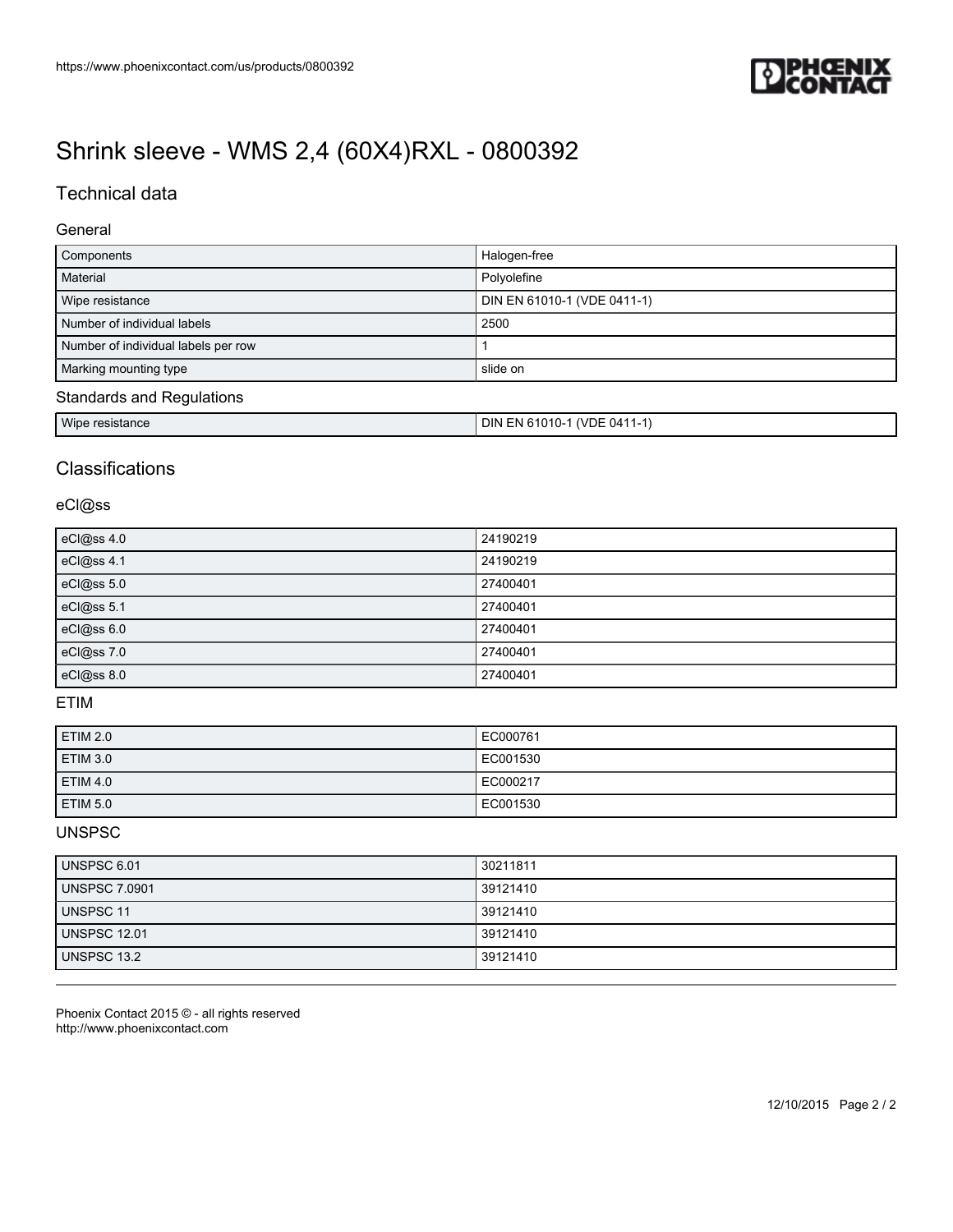# Shrink sleeve - WMS 2,4 (60X4)RXL - 0800392

## Technical data

### General

| | |
|---|---|
| Components | Halogen-free |
| Material | Polyolefine |
| Wipe resistance | DIN EN 61010-1 (VDE 0411-1) |
| Number of individual labels | 2500 |
| Number of individual labels per row | 1 |
| Marking mounting type | slide on |

### Standards and Regulations

| | |
|---|---|
| Wipe resistance | DIN EN 61010-1 (VDE 0411-1) |

## Classifications

### eCl@ss

| | |
|---|---|
| eCl@ss 4.0 | 24190219 |
| eCl@ss 4.1 | 24190219 |
| eCl@ss 5.0 | 27400401 |
| eCl@ss 5.1 | 27400401 |
| eCl@ss 6.0 | 27400401 |
| eCl@ss 7.0 | 27400401 |
| eCl@ss 8.0 | 27400401 |

### ETIM

| | |
|---|---|
| ETIM 2.0 | EC000761 |
| ETIM 3.0 | EC001530 |
| ETIM 4.0 | EC000217 |
| ETIM 5.0 | EC001530 |

### UNSPSC

| | |
|---|---|
| UNSPSC 6.01 | 30211811 |
| UNSPSC 7.0901 | 39121410 |
| UNSPSC 11 | 39121410 |
| UNSPSC 12.01 | 39121410 |
| UNSPSC 13.2 | 39121410 |

Phoenix Contact 2015 © - all rights reserved
http://www.phoenixcontact.com